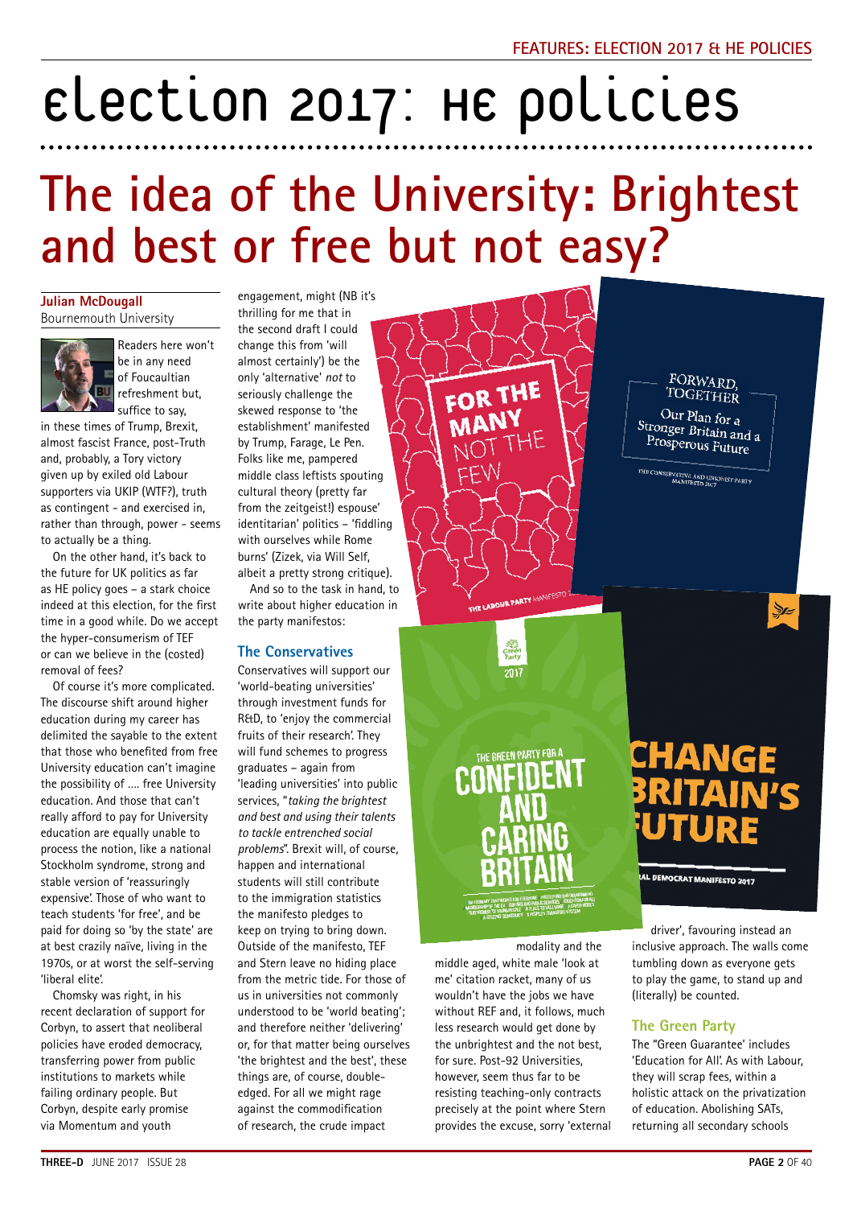# election 2017: HE policies

## The idea of the University: Brightest and best or free but not easy?

**Julian McDougall**
Bournemouth University

Readers here won't be in any need of Foucaultian refreshment but, suffice to say, in these times of Trump, Brexit, almost fascist France, post-Truth and, probably, a Tory victory given up by exiled old Labour supporters via UKIP (WTF?), truth as contingent - and exercised in, rather than through, power - seems to actually be a thing.

On the other hand, it's back to the future for UK politics as far as HE policy goes – a stark choice indeed at this election, for the first time in a good while. Do we accept the hyper-consumerism of TEF or can we believe in the (costed) removal of fees?

Of course it's more complicated. The discourse shift around higher education during my career has delimited the sayable to the extent that those who benefited from free University education can't imagine the possibility of .... free University education. And those that can't really afford to pay for University education are equally unable to process the notion, like a national Stockholm syndrome, strong and stable version of 'reassuringly expensive'. Those of who want to teach students 'for free', and be paid for doing so 'by the state' are at best crazily naïve, living in the 1970s, or at worst the self-serving 'liberal elite'.

Chomsky was right, in his recent declaration of support for Corbyn, to assert that neoliberal policies have eroded democracy, transferring power from public institutions to markets while failing ordinary people. But Corbyn, despite early promise via Momentum and youth engagement, might (NB it's thrilling for me that in the second draft I could change this from 'will almost certainly') be the only 'alternative' *not* to seriously challenge the skewed response to 'the establishment' manifested by Trump, Farage, Le Pen. Folks like me, pampered middle class leftists spouting cultural theory (pretty far from the zeitgeist!) espouse' identitarian' politics – 'fiddling with ourselves while Rome burns' (Zizek, via Will Self, albeit a pretty strong critique).

And so to the task in hand, to write about higher education in the party manifestos:

### The Conservatives

Conservatives will support our 'world-beating universities' through investment funds for R&D, to 'enjoy the commercial fruits of their research'. They will fund schemes to progress graduates – again from 'leading universities' into public services, "*taking the brightest and best and using their talents to tackle entrenched social problems*". Brexit will, of course, happen and international students will still contribute to the immigration statistics the manifesto pledges to keep on trying to bring down. Outside of the manifesto, TEF and Stern leave no hiding place from the metric tide. For those of us in universities not commonly understood to be 'world beating'; and therefore neither 'delivering' or, for that matter being ourselves 'the brightest and the best', these things are, of course, double-edged. For all we might rage against the commodification of research, the crude impact modality and the middle aged, white male 'look at me' citation racket, many of us wouldn't have the jobs we have without REF and, it follows, much less research would get done by the unbrightest and the not best, for sure. Post-92 Universities, however, seem thus far to be resisting teaching-only contracts precisely at the point where Stern provides the excuse, sorry 'external driver', favouring instead an inclusive approach. The walls come tumbling down as everyone gets to play the game, to stand up and (literally) be counted.

### The Green Party

The "Green Guarantee' includes 'Education for All'. As with Labour, they will scrap fees, within a holistic attack on the privatization of education. Abolishing SATs, returning all secondary schools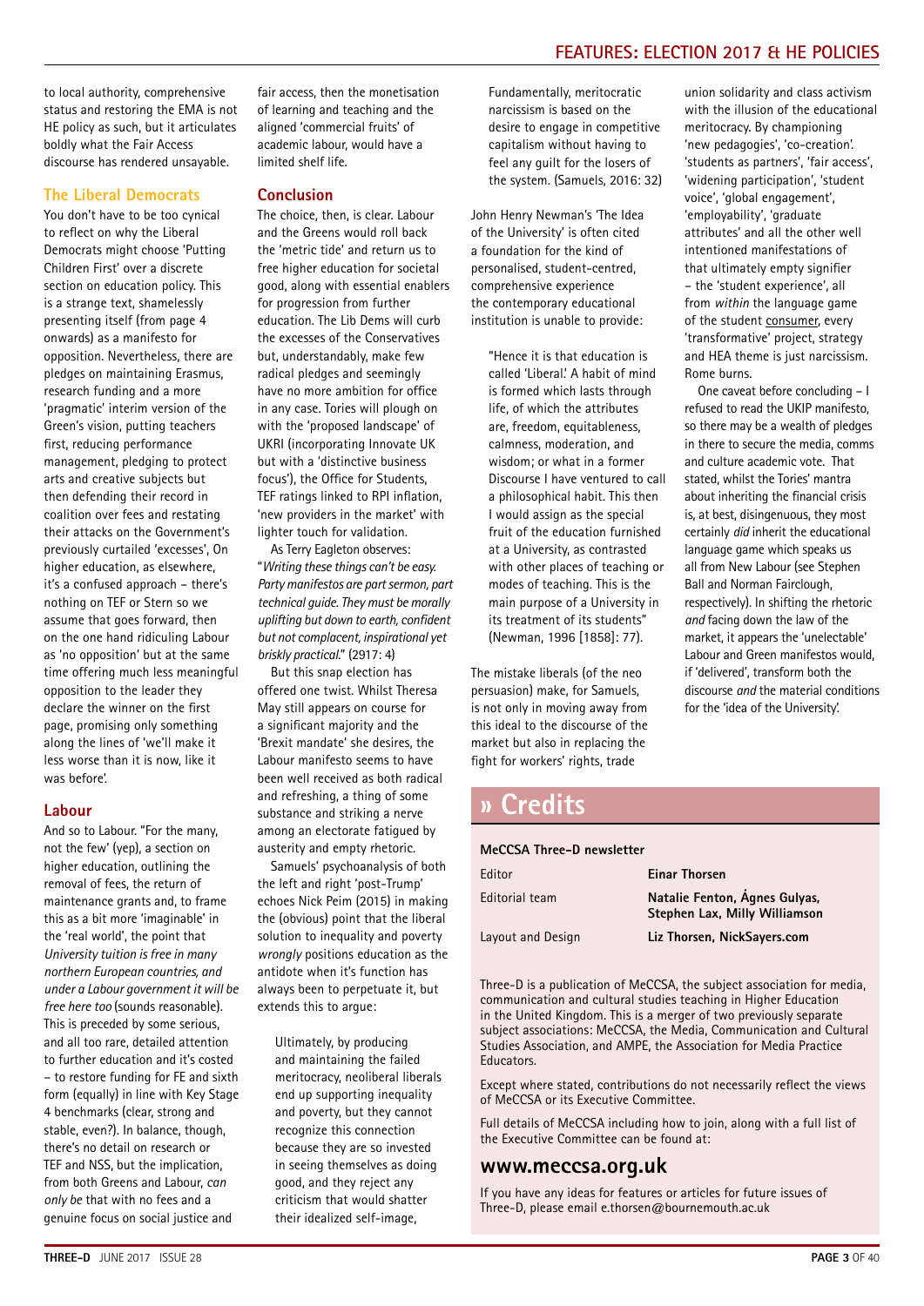to local authority, comprehensive status and restoring the EMA is not HE policy as such, but it articulates boldly what the Fair Access discourse has rendered unsayable.

### The Liberal Democrats

You don't have to be too cynical to reflect on why the Liberal Democrats might choose 'Putting Children First' over a discrete section on education policy. This is a strange text, shamelessly presenting itself (from page 4 onwards) as a manifesto for opposition. Nevertheless, there are pledges on maintaining Erasmus, research funding and a more 'pragmatic' interim version of the Green's vision, putting teachers first, reducing performance management, pledging to protect arts and creative subjects but then defending their record in coalition over fees and restating their attacks on the Government's previously curtailed 'excesses', On higher education, as elsewhere, it's a confused approach – there's nothing on TEF or Stern so we assume that goes forward, then on the one hand ridiculing Labour as 'no opposition' but at the same time offering much less meaningful opposition to the leader they declare the winner on the first page, promising only something along the lines of 'we'll make it less worse than it is now, like it was before'.

### Labour

And so to Labour. "For the many, not the few' (yep), a section on higher education, outlining the removal of fees, the return of maintenance grants and, to frame this as a bit more 'imaginable' in the 'real world', the point that *University tuition is free in many northern European countries, and under a Labour government it will be free here too* (sounds reasonable). This is preceded by some serious, and all too rare, detailed attention to further education and it's costed – to restore funding for FE and sixth form (equally) in line with Key Stage 4 benchmarks (clear, strong and stable, even?). In balance, though, there's no detail on research or TEF and NSS, but the implication, from both Greens and Labour, *can only be* that with no fees and a genuine focus on social justice and fair access, then the monetisation of learning and teaching and the aligned 'commercial fruits' of academic labour, would have a limited shelf life.

### Conclusion

The choice, then, is clear. Labour and the Greens would roll back the 'metric tide' and return us to free higher education for societal good, along with essential enablers for progression from further education. The Lib Dems will curb the excesses of the Conservatives but, understandably, make few radical pledges and seemingly have no more ambition for office in any case. Tories will plough on with the 'proposed landscape' of UKRI (incorporating Innovate UK but with a 'distinctive business focus'), the Office for Students, TEF ratings linked to RPI inflation, 'new providers in the market' with lighter touch for validation.

As Terry Eagleton observes: "*Writing these things can't be easy. Party manifestos are part sermon, part technical guide. They must be morally uplifting but down to earth, confident but not complacent, inspirational yet briskly practical.*" (2917: 4)

But this snap election has offered one twist. Whilst Theresa May still appears on course for a significant majority and the 'Brexit mandate' she desires, the Labour manifesto seems to have been well received as both radical and refreshing, a thing of some substance and striking a nerve among an electorate fatigued by austerity and empty rhetoric.

Samuels' psychoanalysis of both the left and right 'post-Trump' echoes Nick Peim (2015) in making the (obvious) point that the liberal solution to inequality and poverty *wrongly* positions education as the antidote when it's function has always been to perpetuate it, but extends this to argue:

> Ultimately, by producing and maintaining the failed meritocracy, neoliberal liberals end up supporting inequality and poverty, but they cannot recognize this connection because they are so invested in seeing themselves as doing good, and they reject any criticism that would shatter their idealized self-image, Fundamentally, meritocratic narcissism is based on the desire to engage in competitive capitalism without having to feel any guilt for the losers of the system. (Samuels, 2016: 32)

John Henry Newman's 'The Idea of the University' is often cited a foundation for the kind of personalised, student-centred, comprehensive experience the contemporary educational institution is unable to provide:

> "Hence it is that education is called 'Liberal.' A habit of mind is formed which lasts through life, of which the attributes are, freedom, equitableness, calmness, moderation, and wisdom; or what in a former Discourse I have ventured to call a philosophical habit. This then I would assign as the special fruit of the education furnished at a University, as contrasted with other places of teaching or modes of teaching. This is the main purpose of a University in its treatment of its students" (Newman, 1996 [1858]: 77).

The mistake liberals (of the neo persuasion) make, for Samuels, is not only in moving away from this ideal to the discourse of the market but also in replacing the fight for workers' rights, trade union solidarity and class activism with the illusion of the educational meritocracy. By championing 'new pedagogies', 'co-creation'. 'students as partners', 'fair access', 'widening participation', 'student voice', 'global engagement', 'employability', 'graduate attributes' and all the other well intentioned manifestations of that ultimately empty signifier – the 'student experience', all from *within* the language game of the student consumer, every 'transformative' project, strategy and HEA theme is just narcissism. Rome burns.

One caveat before concluding – I refused to read the UKIP manifesto, so there may be a wealth of pledges in there to secure the media, comms and culture academic vote. That stated, whilst the Tories' mantra about inheriting the financial crisis is, at best, disingenuous, they most certainly *did* inherit the educational language game which speaks us all from New Labour (see Stephen Ball and Norman Fairclough, respectively). In shifting the rhetoric *and* facing down the law of the market, it appears the 'unelectable' Labour and Green manifestos would, if 'delivered', transform both the discourse *and* the material conditions for the 'idea of the University'.

## » Credits

**MeCCSA Three-D newsletter**

| | |
|---|---|
| Editor | **Einar Thorsen** |
| Editorial team | **Natalie Fenton, Ágnes Gulyas, Stephen Lax, Milly Williamson** |
| Layout and Design | **Liz Thorsen, NickSayers.com** |

Three-D is a publication of MeCCSA, the subject association for media, communication and cultural studies teaching in Higher Education in the United Kingdom. This is a merger of two previously separate subject associations: MeCCSA, the Media, Communication and Cultural Studies Association, and AMPE, the Association for Media Practice Educators.

Except where stated, contributions do not necessarily reflect the views of MeCCSA or its Executive Committee.

Full details of MeCCSA including how to join, along with a full list of the Executive Committee can be found at:

**www.meccsa.org.uk**

If you have any ideas for features or articles for future issues of Three-D, please email e.thorsen@bournemouth.ac.uk